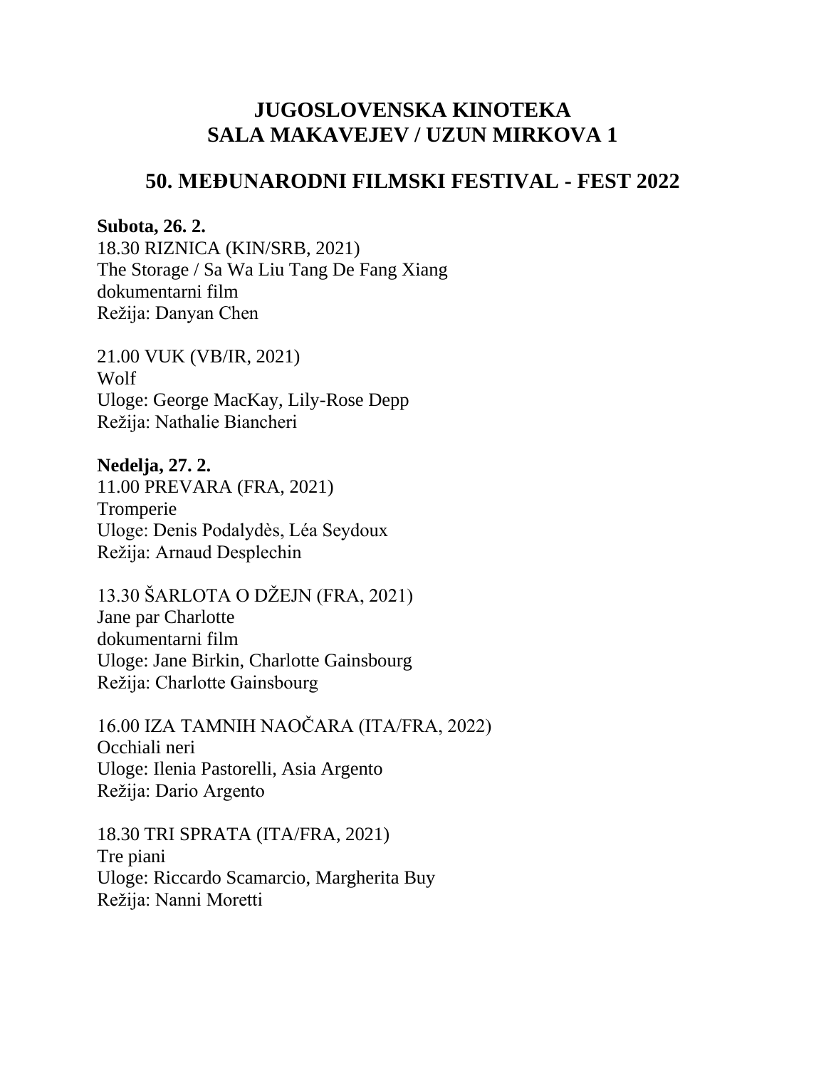# JUGOSLOVENSKA KINOTEKA
# SALA MAKAVEJEV / UZUN MIRKOVA 1

## 50. MEĐUNARODNI FILMSKI FESTIVAL - FEST 2022

**Subota, 26. 2.**
18.30 RIZNICA (KIN/SRB, 2021)
The Storage / Sa Wa Liu Tang De Fang Xiang
dokumentarni film
Režija: Danyan Chen

21.00 VUK (VB/IR, 2021)
Wolf
Uloge: George MacKay, Lily-Rose Depp
Režija: Nathalie Biancheri

**Nedelja, 27. 2.**
11.00 PREVARA (FRA, 2021)
Tromperie
Uloge: Denis Podalydès, Léa Seydoux
Režija: Arnaud Desplechin

13.30 ŠARLOTA O DŽEJN (FRA, 2021)
Jane par Charlotte
dokumentarni film
Uloge: Jane Birkin, Charlotte Gainsbourg
Režija: Charlotte Gainsbourg

16.00 IZA TAMNIH NAOČARA (ITA/FRA, 2022)
Occhiali neri
Uloge: Ilenia Pastorelli, Asia Argento
Režija: Dario Argento

18.30 TRI SPRATA (ITA/FRA, 2021)
Tre piani
Uloge: Riccardo Scamarcio, Margherita Buy
Režija: Nanni Moretti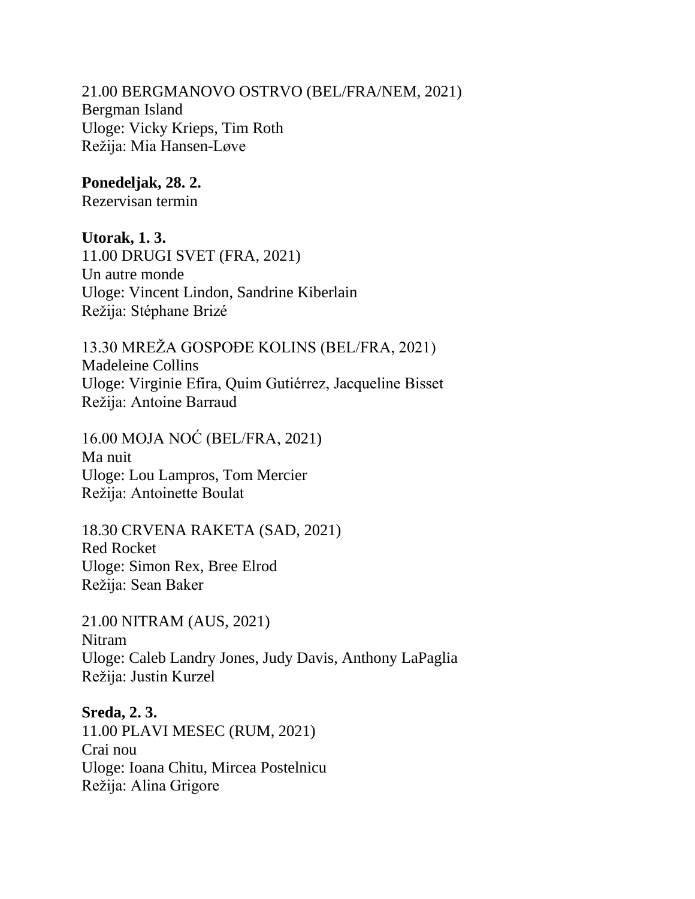21.00 BERGMANOVO OSTRVO (BEL/FRA/NEM, 2021)
Bergman Island
Uloge: Vicky Krieps, Tim Roth
Režija: Mia Hansen-Løve

**Ponedeljak, 28. 2.**
Rezervisan termin

**Utorak, 1. 3.**
11.00 DRUGI SVET (FRA, 2021)
Un autre monde
Uloge: Vincent Lindon, Sandrine Kiberlain
Režija: Stéphane Brizé

13.30 MREŽA GOSPOĐE KOLINS (BEL/FRA, 2021)
Madeleine Collins
Uloge: Virginie Efira, Quim Gutiérrez, Jacqueline Bisset
Režija: Antoine Barraud

16.00 MOJA NOĆ (BEL/FRA, 2021)
Ma nuit
Uloge: Lou Lampros, Tom Mercier
Režija: Antoinette Boulat

18.30 CRVENA RAKETA (SAD, 2021)
Red Rocket
Uloge: Simon Rex, Bree Elrod
Režija: Sean Baker

21.00 NITRAM (AUS, 2021)
Nitram
Uloge: Caleb Landry Jones, Judy Davis, Anthony LaPaglia
Režija: Justin Kurzel

**Sreda, 2. 3.**
11.00 PLAVI MESEC (RUM, 2021)
Crai nou
Uloge: Ioana Chitu, Mircea Postelnicu
Režija: Alina Grigore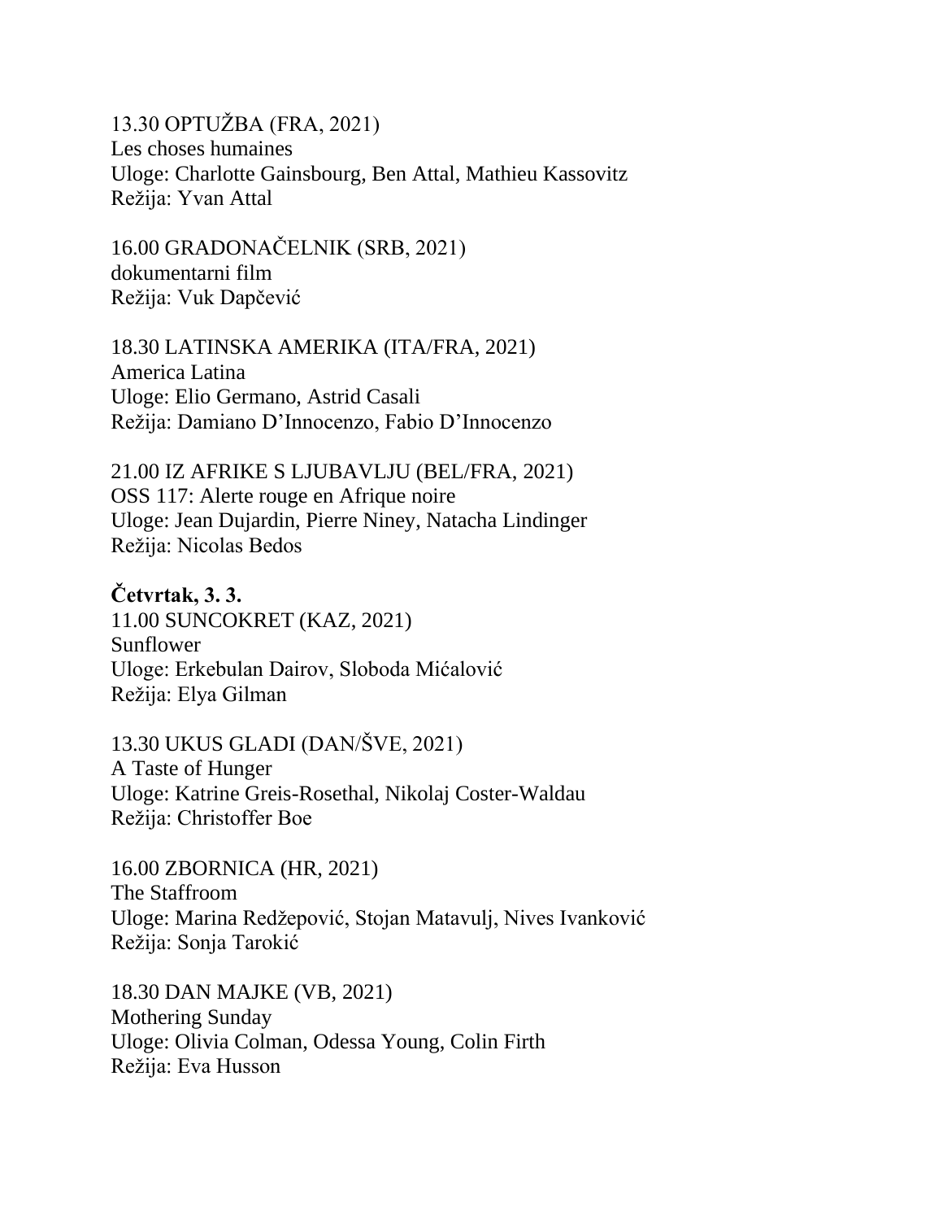13.30 OPTUŽBA (FRA, 2021)
Les choses humaines
Uloge: Charlotte Gainsbourg, Ben Attal, Mathieu Kassovitz
Režija: Yvan Attal

16.00 GRADONAČELNIK (SRB, 2021)
dokumentarni film
Režija: Vuk Dapčević

18.30 LATINSKA AMERIKA (ITA/FRA, 2021)
America Latina
Uloge: Elio Germano, Astrid Casali
Režija: Damiano D'Innocenzo, Fabio D'Innocenzo

21.00 IZ AFRIKE S LJUBAVLJU (BEL/FRA, 2021)
OSS 117: Alerte rouge en Afrique noire
Uloge: Jean Dujardin, Pierre Niney, Natacha Lindinger
Režija: Nicolas Bedos

**Četvrtak, 3. 3.**
11.00 SUNCOKRET (KAZ, 2021)
Sunflower
Uloge: Erkebulan Dairov, Sloboda Mićalović
Režija: Elya Gilman

13.30 UKUS GLADI (DAN/ŠVE, 2021)
A Taste of Hunger
Uloge: Katrine Greis-Rosethal, Nikolaj Coster-Waldau
Režija: Christoffer Boe

16.00 ZBORNICA (HR, 2021)
The Staffroom
Uloge: Marina Redžepović, Stojan Matavulj, Nives Ivanković
Režija: Sonja Tarokić

18.30 DAN MAJKE (VB, 2021)
Mothering Sunday
Uloge: Olivia Colman, Odessa Young, Colin Firth
Režija: Eva Husson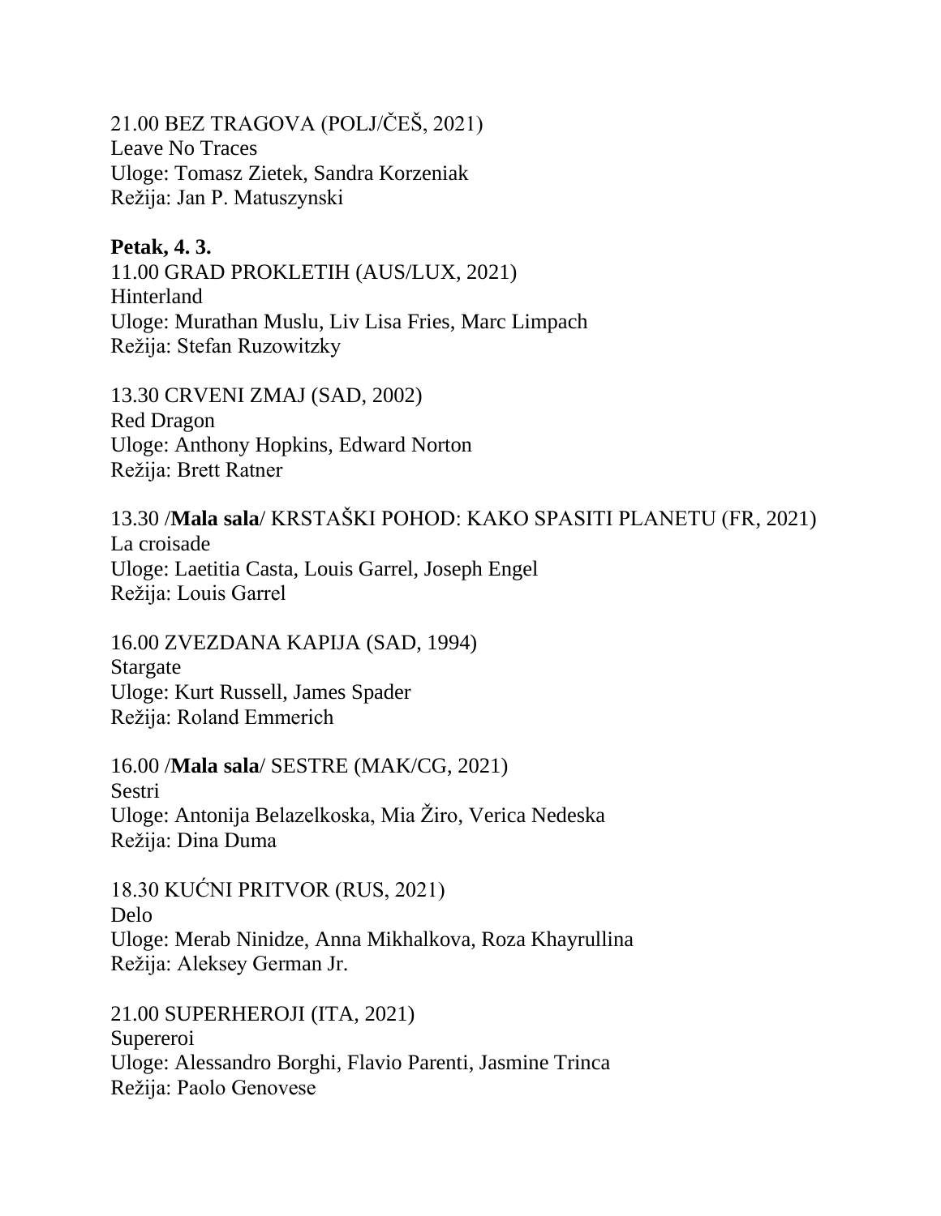21.00 BEZ TRAGOVA (POLJ/ČEŠ, 2021)
Leave No Traces
Uloge: Tomasz Zietek, Sandra Korzeniak
Režija: Jan P. Matuszynski

**Petak, 4. 3.**
11.00 GRAD PROKLETIH (AUS/LUX, 2021)
Hinterland
Uloge: Murathan Muslu, Liv Lisa Fries, Marc Limpach
Režija: Stefan Ruzowitzky

13.30 CRVENI ZMAJ (SAD, 2002)
Red Dragon
Uloge: Anthony Hopkins, Edward Norton
Režija: Brett Ratner

13.30 /**Mala sala**/ KRSTAŠKI POHOD: KAKO SPASITI PLANETU (FR, 2021)
La croisade
Uloge: Laetitia Casta, Louis Garrel, Joseph Engel
Režija: Louis Garrel

16.00 ZVEZDANA KAPIJA (SAD, 1994)
Stargate
Uloge: Kurt Russell, James Spader
Režija: Roland Emmerich

16.00 /**Mala sala**/ SESTRE (MAK/CG, 2021)
Sestri
Uloge: Antonija Belazelkoska, Mia Žiro, Verica Nedeska
Režija: Dina Duma

18.30 KUĆNI PRITVOR (RUS, 2021)
Delo
Uloge: Merab Ninidze, Anna Mikhalkova, Roza Khayrullina
Režija: Aleksey German Jr.

21.00 SUPERHEROJI (ITA, 2021)
Supereroi
Uloge: Alessandro Borghi, Flavio Parenti, Jasmine Trinca
Režija: Paolo Genovese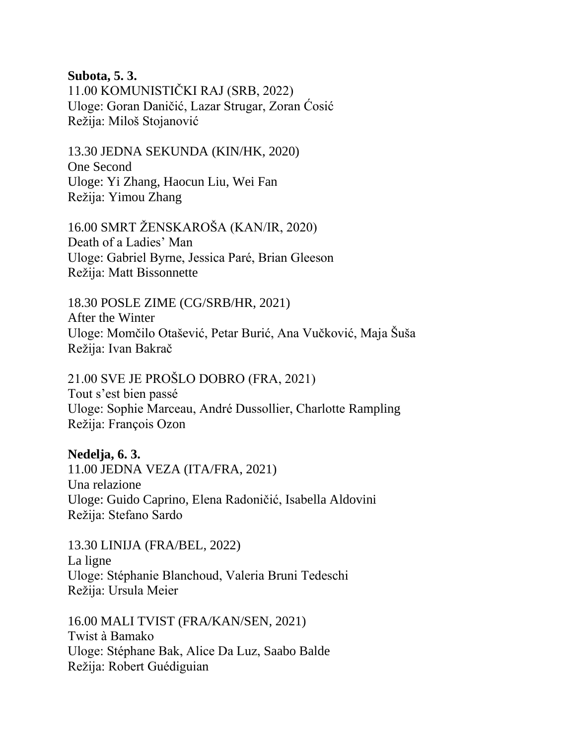**Subota, 5. 3.**
11.00 KOMUNISTIČKI RAJ (SRB, 2022)
Uloge: Goran Daničić, Lazar Strugar, Zoran Ćosić
Režija: Miloš Stojanović

13.30 JEDNA SEKUNDA (KIN/HK, 2020)
One Second
Uloge: Yi Zhang, Haocun Liu, Wei Fan
Režija: Yimou Zhang

16.00 SMRT ŽENSKAROŠA (KAN/IR, 2020)
Death of a Ladies' Man
Uloge: Gabriel Byrne, Jessica Paré, Brian Gleeson
Režija: Matt Bissonnette

18.30 POSLE ZIME (CG/SRB/HR, 2021)
After the Winter
Uloge: Momčilo Otašević, Petar Burić, Ana Vučković, Maja Šuša
Režija: Ivan Bakrač

21.00 SVE JE PROŠLO DOBRO (FRA, 2021)
Tout s'est bien passé
Uloge: Sophie Marceau, André Dussollier, Charlotte Rampling
Režija: François Ozon

**Nedelja, 6. 3.**
11.00 JEDNA VEZA (ITA/FRA, 2021)
Una relazione
Uloge: Guido Caprino, Elena Radoničić, Isabella Aldovini
Režija: Stefano Sardo

13.30 LINIJA (FRA/BEL, 2022)
La ligne
Uloge: Stéphanie Blanchoud, Valeria Bruni Tedeschi
Režija: Ursula Meier

16.00 MALI TVIST (FRA/KAN/SEN, 2021)
Twist à Bamako
Uloge: Stéphane Bak, Alice Da Luz, Saabo Balde
Režija: Robert Guédiguian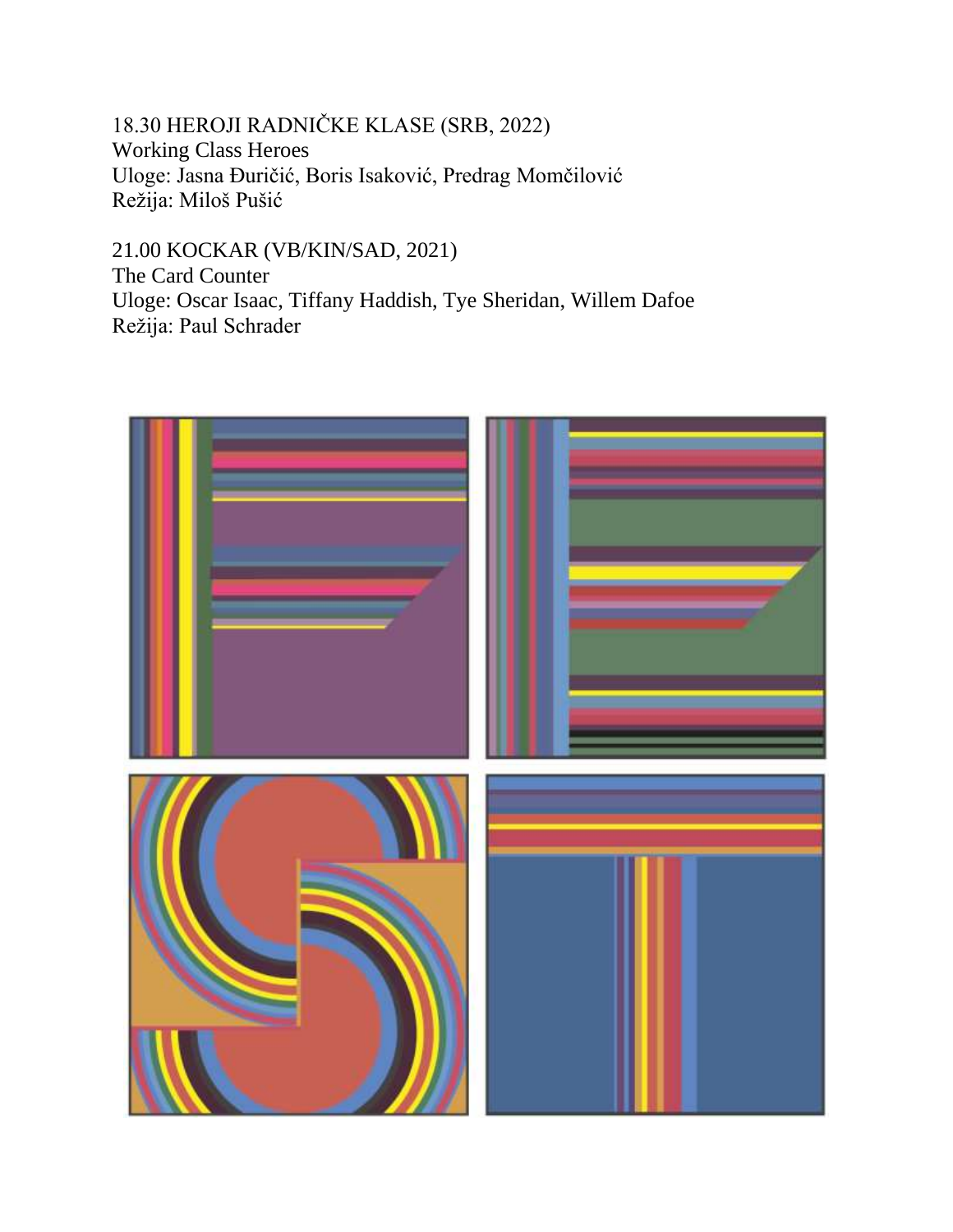18.30 HEROJI RADNIČKE KLASE (SRB, 2022)
Working Class Heroes
Uloge: Jasna Đuričić, Boris Isaković, Predrag Momčilović
Režija: Miloš Pušić

21.00 KOCKAR (VB/KIN/SAD, 2021)
The Card Counter
Uloge: Oscar Isaac, Tiffany Haddish, Tye Sheridan, Willem Dafoe
Režija: Paul Schrader